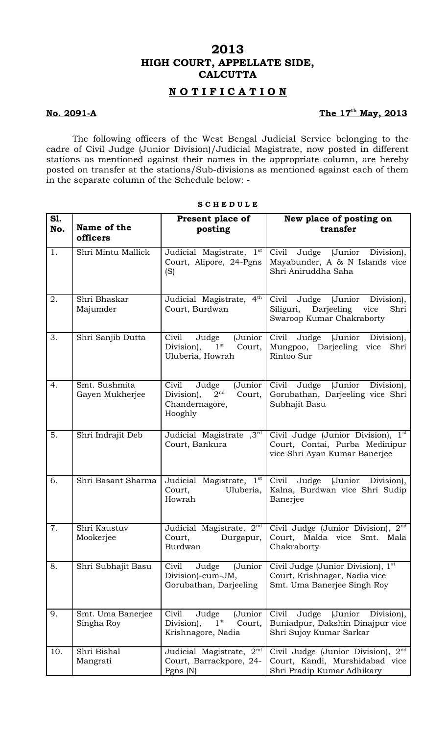# 2013
# HIGH COURT, APPELLATE SIDE,
# CALCUTTA

## N O T I F I C A T I O N

**No. 2091-A** **The 17th May, 2013**

The following officers of the West Bengal Judicial Service belonging to the cadre of Civil Judge (Junior Division)/Judicial Magistrate, now posted in different stations as mentioned against their names in the appropriate column, are hereby posted on transfer at the stations/Sub-divisions as mentioned against each of them in the separate column of the Schedule below: -

**S C H E D U L E**

| Sl. No. | Name of the officers | Present place of posting | New place of posting on transfer |
|---|---|---|---|
| 1. | Shri Mintu Mallick | Judicial Magistrate, 1st Court, Alipore, 24-Pgns (S) | Civil Judge (Junior Division), Mayabunder, A & N Islands vice Shri Aniruddha Saha |
| 2. | Shri Bhaskar Majumder | Judicial Magistrate, 4th Court, Burdwan | Civil Judge (Junior Division), Siliguri, Darjeeling vice Shri Swaroop Kumar Chakraborty |
| 3. | Shri Sanjib Dutta | Civil Judge (Junior Division), 1st Court, Uluberia, Howrah | Civil Judge (Junior Division), Mungpoo, Darjeeling vice Shri Rintoo Sur |
| 4. | Smt. Sushmita Gayen Mukherjee | Civil Judge (Junior Division), 2nd Court, Chandernagore, Hooghly | Civil Judge (Junior Division), Gorubathan, Darjeeling vice Shri Subhajit Basu |
| 5. | Shri Indrajit Deb | Judicial Magistrate ,3rd Court, Bankura | Civil Judge (Junior Division), 1st Court, Contai, Purba Medinipur vice Shri Ayan Kumar Banerjee |
| 6. | Shri Basant Sharma | Judicial Magistrate, 1st Court, Uluberia, Howrah | Civil Judge (Junior Division), Kalna, Burdwan vice Shri Sudip Banerjee |
| 7. | Shri Kaustuv Mookerjee | Judicial Magistrate, 2nd Court, Durgapur, Burdwan | Civil Judge (Junior Division), 2nd Court, Malda vice Smt. Mala Chakraborty |
| 8. | Shri Subhajit Basu | Civil Judge (Junior Division)-cum-JM, Gorubathan, Darjeeling | Civil Judge (Junior Division), 1st Court, Krishnagar, Nadia vice Smt. Uma Banerjee Singh Roy |
| 9. | Smt. Uma Banerjee Singha Roy | Civil Judge (Junior Division), 1st Court, Krishnagore, Nadia | Civil Judge (Junior Division), Buniadpur, Dakshin Dinajpur vice Shri Sujoy Kumar Sarkar |
| 10. | Shri Bishal Mangrati | Judicial Magistrate, 2nd Court, Barrackpore, 24-Pgns (N) | Civil Judge (Junior Division), 2nd Court, Kandi, Murshidabad vice Shri Pradip Kumar Adhikary |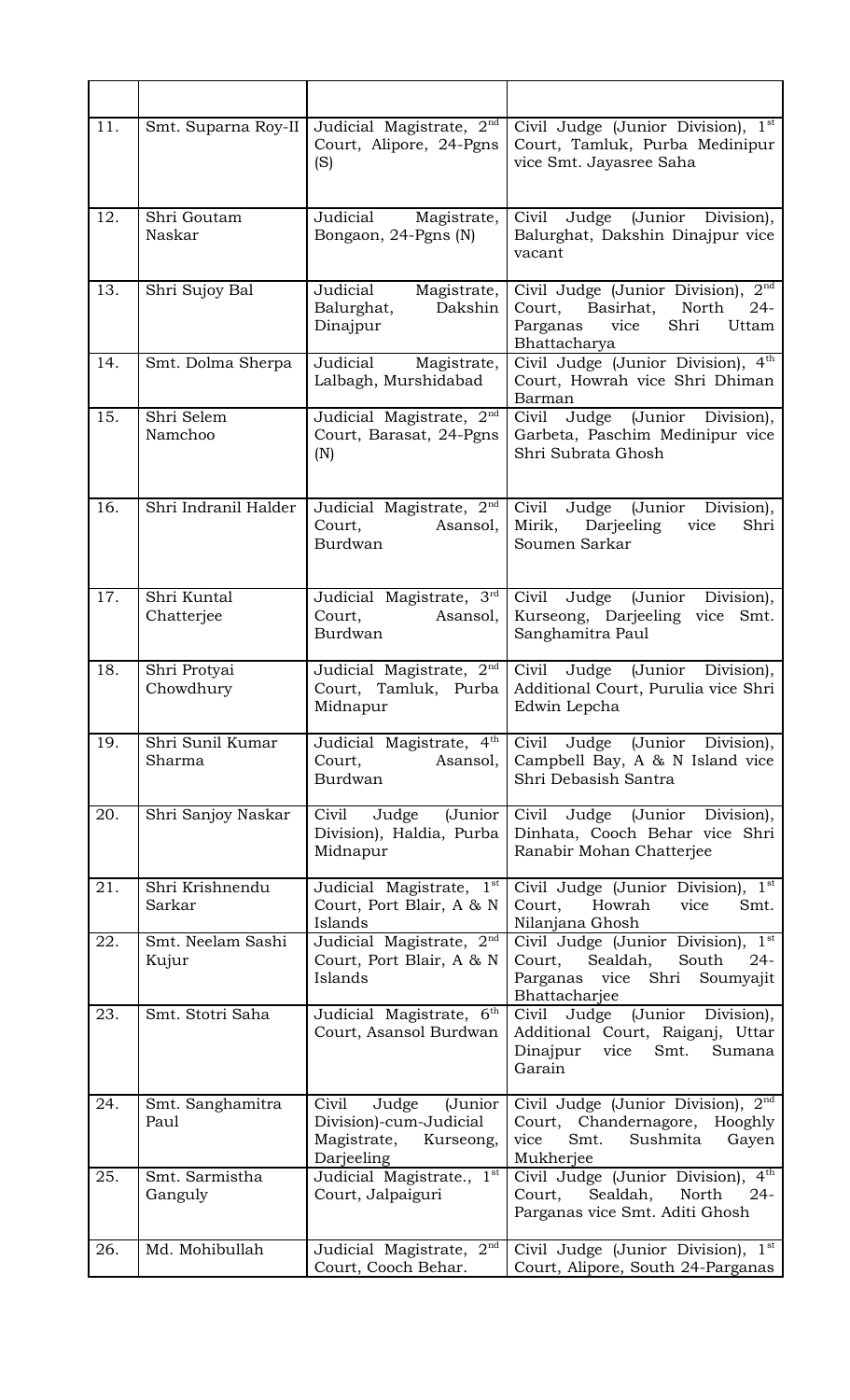| | | | |
|---|---|---|---|
| 11. | Smt. Suparna Roy-II | Judicial Magistrate, 2nd Court, Alipore, 24-Pgns (S) | Civil Judge (Junior Division), 1st Court, Tamluk, Purba Medinipur vice Smt. Jayasree Saha |
| 12. | Shri Goutam Naskar | Judicial Magistrate, Bongaon, 24-Pgns (N) | Civil Judge (Junior Division), Balurghat, Dakshin Dinajpur vice vacant |
| 13. | Shri Sujoy Bal | Judicial Magistrate, Balurghat, Dakshin Dinajpur | Civil Judge (Junior Division), 2nd Court, Basirhat, North 24-Parganas vice Shri Uttam Bhattacharya |
| 14. | Smt. Dolma Sherpa | Judicial Magistrate, Lalbagh, Murshidabad | Civil Judge (Junior Division), 4th Court, Howrah vice Shri Dhiman Barman |
| 15. | Shri Selem Namchoo | Judicial Magistrate, 2nd Court, Barasat, 24-Pgns (N) | Civil Judge (Junior Division), Garbeta, Paschim Medinipur vice Shri Subrata Ghosh |
| 16. | Shri Indranil Halder | Judicial Magistrate, 2nd Court, Asansol, Burdwan | Civil Judge (Junior Division), Mirik, Darjeeling vice Shri Soumen Sarkar |
| 17. | Shri Kuntal Chatterjee | Judicial Magistrate, 3rd Court, Asansol, Burdwan | Civil Judge (Junior Division), Kurseong, Darjeeling vice Smt. Sanghamitra Paul |
| 18. | Shri Protyai Chowdhury | Judicial Magistrate, 2nd Court, Tamluk, Purba Midnapur | Civil Judge (Junior Division), Additional Court, Purulia vice Shri Edwin Lepcha |
| 19. | Shri Sunil Kumar Sharma | Judicial Magistrate, 4th Court, Asansol, Burdwan | Civil Judge (Junior Division), Campbell Bay, A & N Island vice Shri Debasish Santra |
| 20. | Shri Sanjoy Naskar | Civil Judge (Junior Division), Haldia, Purba Midnapur | Civil Judge (Junior Division), Dinhata, Cooch Behar vice Shri Ranabir Mohan Chatterjee |
| 21. | Shri Krishnendu Sarkar | Judicial Magistrate, 1st Court, Port Blair, A & N Islands | Civil Judge (Junior Division), 1st Court, Howrah vice Smt. Nilanjana Ghosh |
| 22. | Smt. Neelam Sashi Kujur | Judicial Magistrate, 2nd Court, Port Blair, A & N Islands | Civil Judge (Junior Division), 1st Court, Sealdah, South 24-Parganas vice Shri Soumyajit Bhattacharjee |
| 23. | Smt. Stotri Saha | Judicial Magistrate, 6th Court, Asansol Burdwan | Civil Judge (Junior Division), Additional Court, Raiganj, Uttar Dinajpur vice Smt. Sumana Garain |
| 24. | Smt. Sanghamitra Paul | Civil Judge (Junior Division)-cum-Judicial Magistrate, Kurseong, Darjeeling | Civil Judge (Junior Division), 2nd Court, Chandernagore, Hooghly vice Smt. Sushmita Gayen Mukherjee |
| 25. | Smt. Sarmistha Ganguly | Judicial Magistrate., 1st Court, Jalpaiguri | Civil Judge (Junior Division), 4th Court, Sealdah, North 24-Parganas vice Smt. Aditi Ghosh |
| 26. | Md. Mohibullah | Judicial Magistrate, 2nd Court, Cooch Behar. | Civil Judge (Junior Division), 1st Court, Alipore, South 24-Parganas |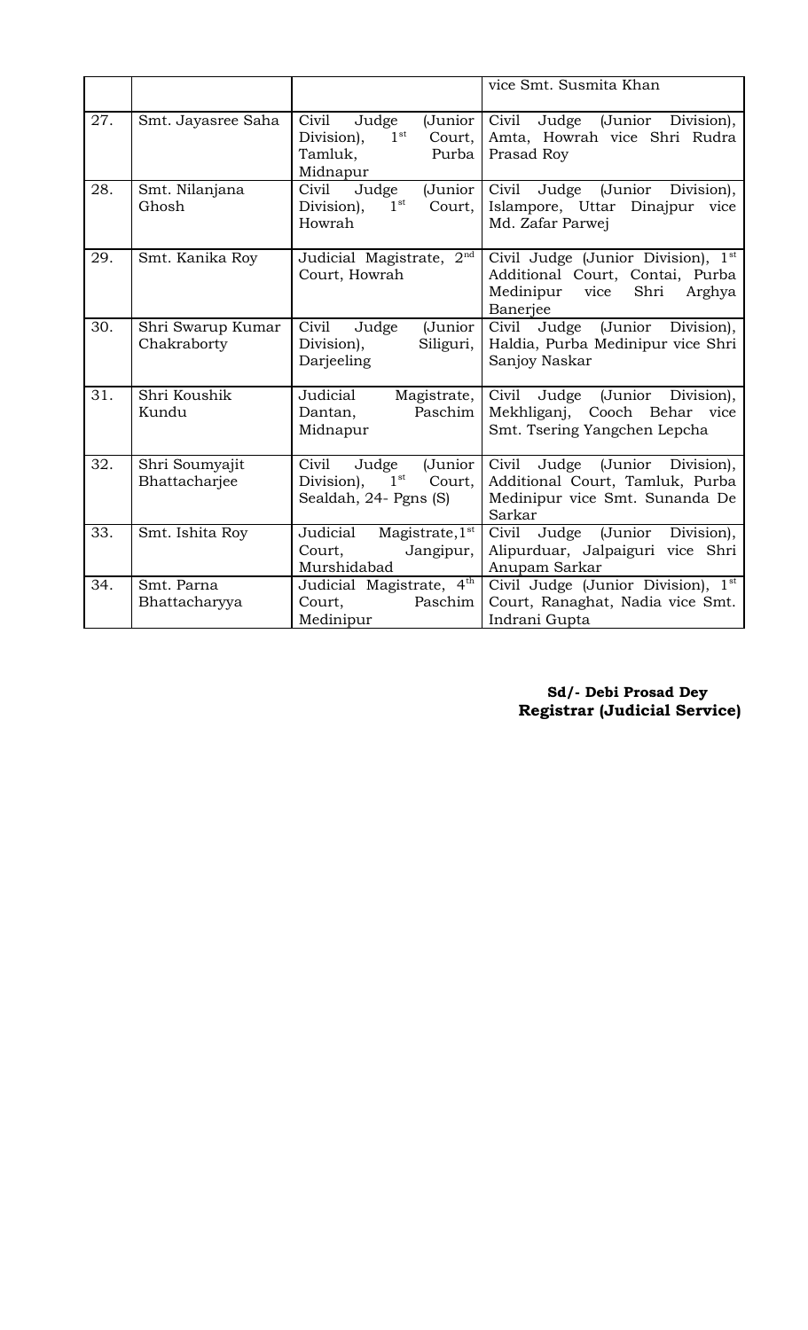| | | | |
|---|---|---|---|
| | | | vice Smt. Susmita Khan |
| 27. | Smt. Jayasree Saha | Civil Judge (Junior Division), 1st Court, Tamluk, Purba Midnapur | Civil Judge (Junior Division), Amta, Howrah vice Shri Rudra Prasad Roy |
| 28. | Smt. Nilanjana Ghosh | Civil Judge (Junior Division), 1st Court, Howrah | Civil Judge (Junior Division), Islampore, Uttar Dinajpur vice Md. Zafar Parwej |
| 29. | Smt. Kanika Roy | Judicial Magistrate, 2nd Court, Howrah | Civil Judge (Junior Division), 1st Additional Court, Contai, Purba Medinipur vice Shri Arghya Banerjee |
| 30. | Shri Swarup Kumar Chakraborty | Civil Judge (Junior Division), Siliguri, Darjeeling | Civil Judge (Junior Division), Haldia, Purba Medinipur vice Shri Sanjoy Naskar |
| 31. | Shri Koushik Kundu | Judicial Magistrate, Dantan, Paschim Midnapur | Civil Judge (Junior Division), Mekhliganj, Cooch Behar vice Smt. Tsering Yangchen Lepcha |
| 32. | Shri Soumyajit Bhattacharjee | Civil Judge (Junior Division), 1st Court, Sealdah, 24- Pgns (S) | Civil Judge (Junior Division), Additional Court, Tamluk, Purba Medinipur vice Smt. Sunanda De Sarkar |
| 33. | Smt. Ishita Roy | Judicial Magistrate, 1st Court, Jangipur, Murshidabad | Civil Judge (Junior Division), Alipurduar, Jalpaiguri vice Shri Anupam Sarkar |
| 34. | Smt. Parna Bhattacharyya | Judicial Magistrate, 4th Court, Paschim Medinipur | Civil Judge (Junior Division), 1st Court, Ranaghat, Nadia vice Smt. Indrani Gupta |

**Sd/- Debi Prosad Dey**
**Registrar (Judicial Service)**